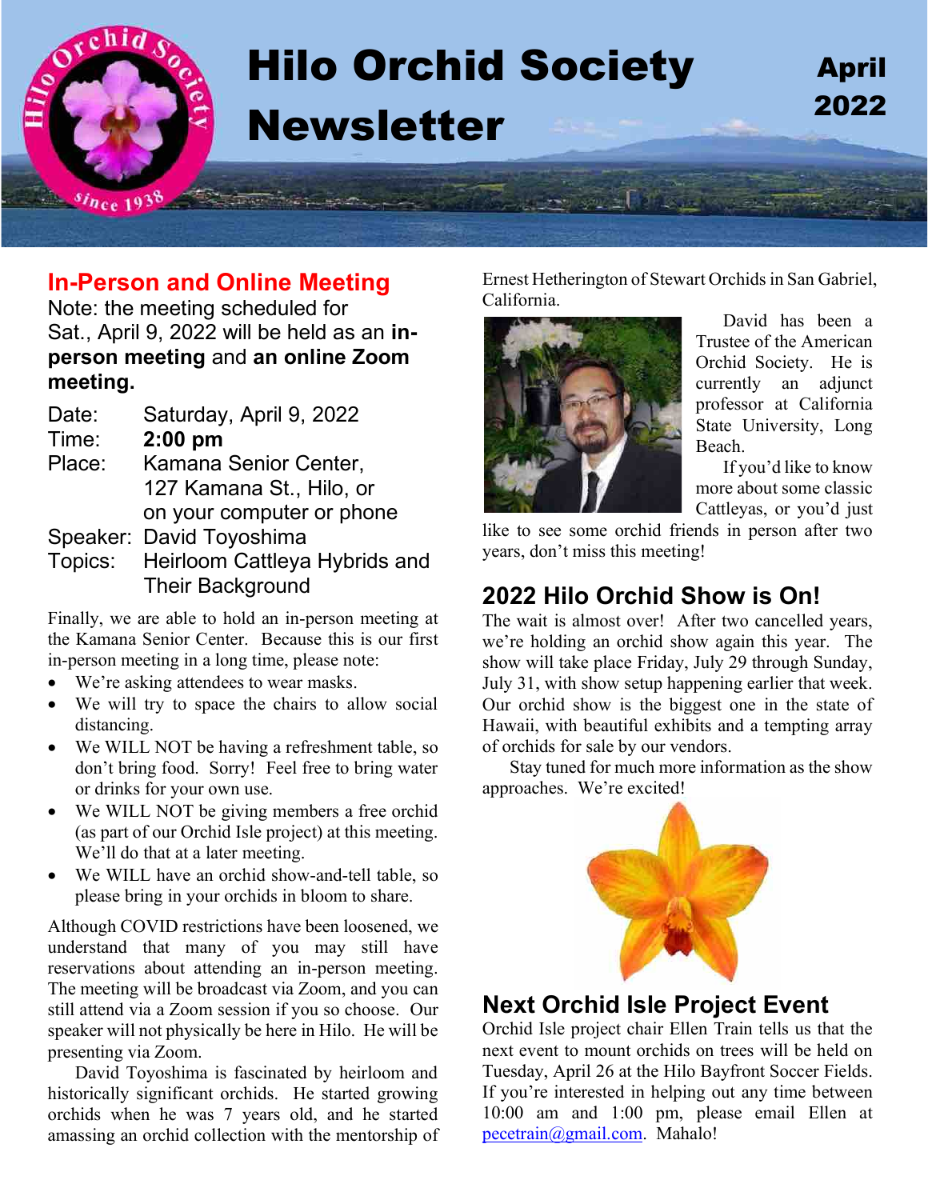# Hilo Orchid Society Newsletter

April 2022

## In-Person and Online Meeting

Note: the meeting scheduled for Sat., April 9, 2022 will be held as an **in-person meeting** and **an online Zoom meeting.**

Date: Saturday, April 9, 2022
Time: **2:00 pm**
Place: Kamana Senior Center, 127 Kamana St., Hilo, or on your computer or phone
Speaker: David Toyoshima
Topics: Heirloom Cattleya Hybrids and Their Background

Finally, we are able to hold an in-person meeting at the Kamana Senior Center. Because this is our first in-person meeting in a long time, please note:

- We're asking attendees to wear masks.
- We will try to space the chairs to allow social distancing.
- We WILL NOT be having a refreshment table, so don't bring food. Sorry! Feel free to bring water or drinks for your own use.
- We WILL NOT be giving members a free orchid (as part of our Orchid Isle project) at this meeting. We'll do that at a later meeting.
- We WILL have an orchid show-and-tell table, so please bring in your orchids in bloom to share.

Although COVID restrictions have been loosened, we understand that many of you may still have reservations about attending an in-person meeting. The meeting will be broadcast via Zoom, and you can still attend via a Zoom session if you so choose. Our speaker will not physically be here in Hilo. He will be presenting via Zoom.

David Toyoshima is fascinated by heirloom and historically significant orchids. He started growing orchids when he was 7 years old, and he started amassing an orchid collection with the mentorship of Ernest Hetherington of Stewart Orchids in San Gabriel, California.

David has been a Trustee of the American Orchid Society. He is currently an adjunct professor at California State University, Long Beach.

If you'd like to know more about some classic Cattleyas, or you'd just like to see some orchid friends in person after two years, don't miss this meeting!

## 2022 Hilo Orchid Show is On!

The wait is almost over! After two cancelled years, we're holding an orchid show again this year. The show will take place Friday, July 29 through Sunday, July 31, with show setup happening earlier that week. Our orchid show is the biggest one in the state of Hawaii, with beautiful exhibits and a tempting array of orchids for sale by our vendors.

Stay tuned for much more information as the show approaches. We're excited!

## Next Orchid Isle Project Event

Orchid Isle project chair Ellen Train tells us that the next event to mount orchids on trees will be held on Tuesday, April 26 at the Hilo Bayfront Soccer Fields. If you're interested in helping out any time between 10:00 am and 1:00 pm, please email Ellen at pecetrain@gmail.com. Mahalo!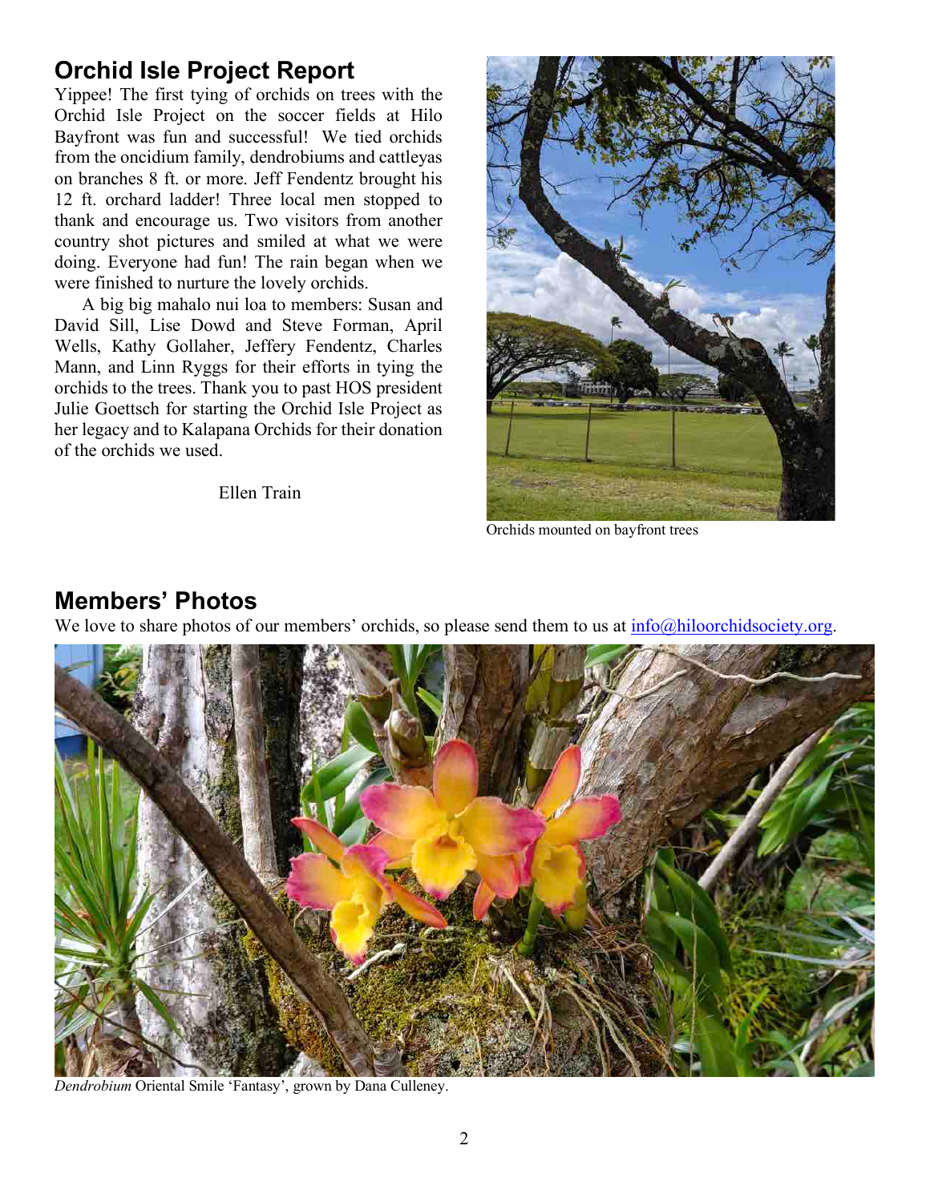## Orchid Isle Project Report

Yippee! The first tying of orchids on trees with the Orchid Isle Project on the soccer fields at Hilo Bayfront was fun and successful! We tied orchids from the oncidium family, dendrobiums and cattleyas on branches 8 ft. or more. Jeff Fendentz brought his 12 ft. orchard ladder! Three local men stopped to thank and encourage us. Two visitors from another country shot pictures and smiled at what we were doing. Everyone had fun! The rain began when we were finished to nurture the lovely orchids.

A big big mahalo nui loa to members: Susan and David Sill, Lise Dowd and Steve Forman, April Wells, Kathy Gollaher, Jeffery Fendentz, Charles Mann, and Linn Ryggs for their efforts in tying the orchids to the trees. Thank you to past HOS president Julie Goettsch for starting the Orchid Isle Project as her legacy and to Kalapana Orchids for their donation of the orchids we used.

Ellen Train

Orchids mounted on bayfront trees

## Members' Photos

We love to share photos of our members' orchids, so please send them to us at [info@hiloorchidsociety.org](mailto:info@hiloorchidsociety.org).

*Dendrobium* Oriental Smile 'Fantasy', grown by Dana Culleney.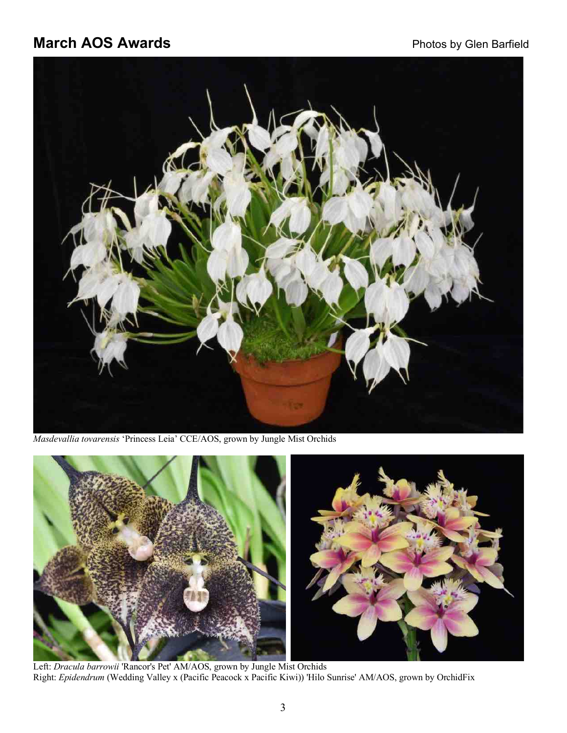# March AOS Awards

Photos by Glen Barfield

*Masdevallia tovarensis* 'Princess Leia' CCE/AOS, grown by Jungle Mist Orchids

Left: *Dracula barrowii* 'Rancor's Pet' AM/AOS, grown by Jungle Mist Orchids
Right: *Epidendrum* (Wedding Valley x (Pacific Peacock x Pacific Kiwi)) 'Hilo Sunrise' AM/AOS, grown by OrchidFix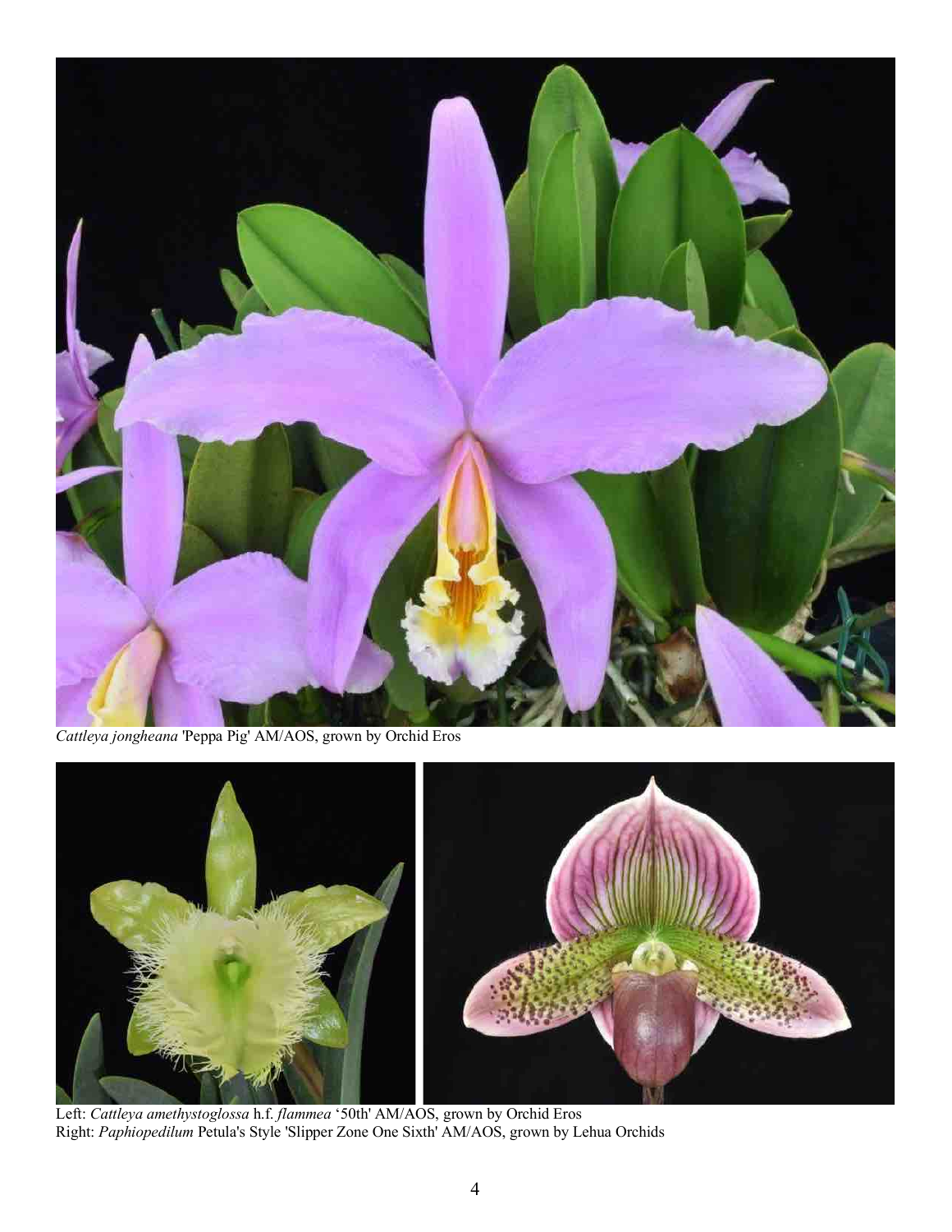*Cattleya jongheana* 'Peppa Pig' AM/AOS, grown by Orchid Eros

Left: *Cattleya amethystoglossa* h.f. *flammea* '50th' AM/AOS, grown by Orchid Eros
Right: *Paphiopedilum* Petula's Style 'Slipper Zone One Sixth' AM/AOS, grown by Lehua Orchids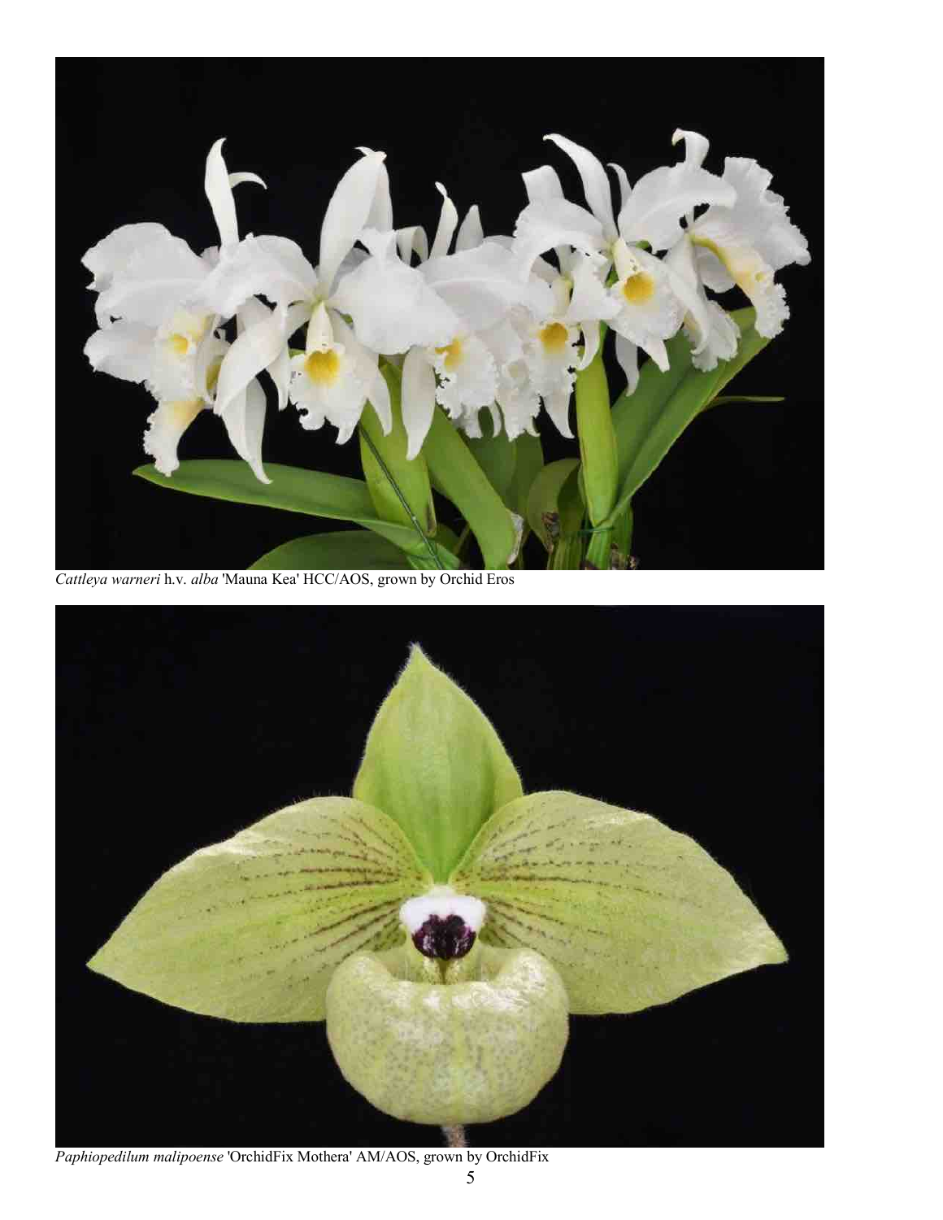*Cattleya warneri* h.v. *alba* 'Mauna Kea' HCC/AOS, grown by Orchid Eros

*Paphiopedilum malipoense* 'OrchidFix Mothera' AM/AOS, grown by OrchidFix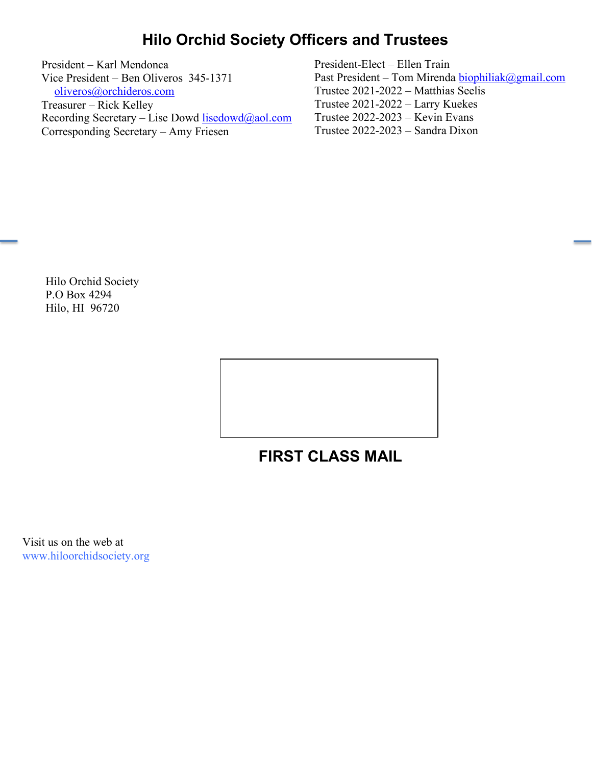# Hilo Orchid Society Officers and Trustees

President – Karl Mendonca
Vice President – Ben Oliveros 345-1371
oliveros@orchideros.com
Treasurer – Rick Kelley
Recording Secretary – Lise Dowd lisedowd@aol.com
Corresponding Secretary – Amy Friesen

President-Elect – Ellen Train
Past President – Tom Mirenda biophiliak@gmail.com
Trustee 2021-2022 – Matthias Seelis
Trustee 2021-2022 – Larry Kuekes
Trustee 2022-2023 – Kevin Evans
Trustee 2022-2023 – Sandra Dixon

Hilo Orchid Society
P.O Box 4294
Hilo, HI 96720

**FIRST CLASS MAIL**

Visit us on the web at
www.hiloorchidsociety.org